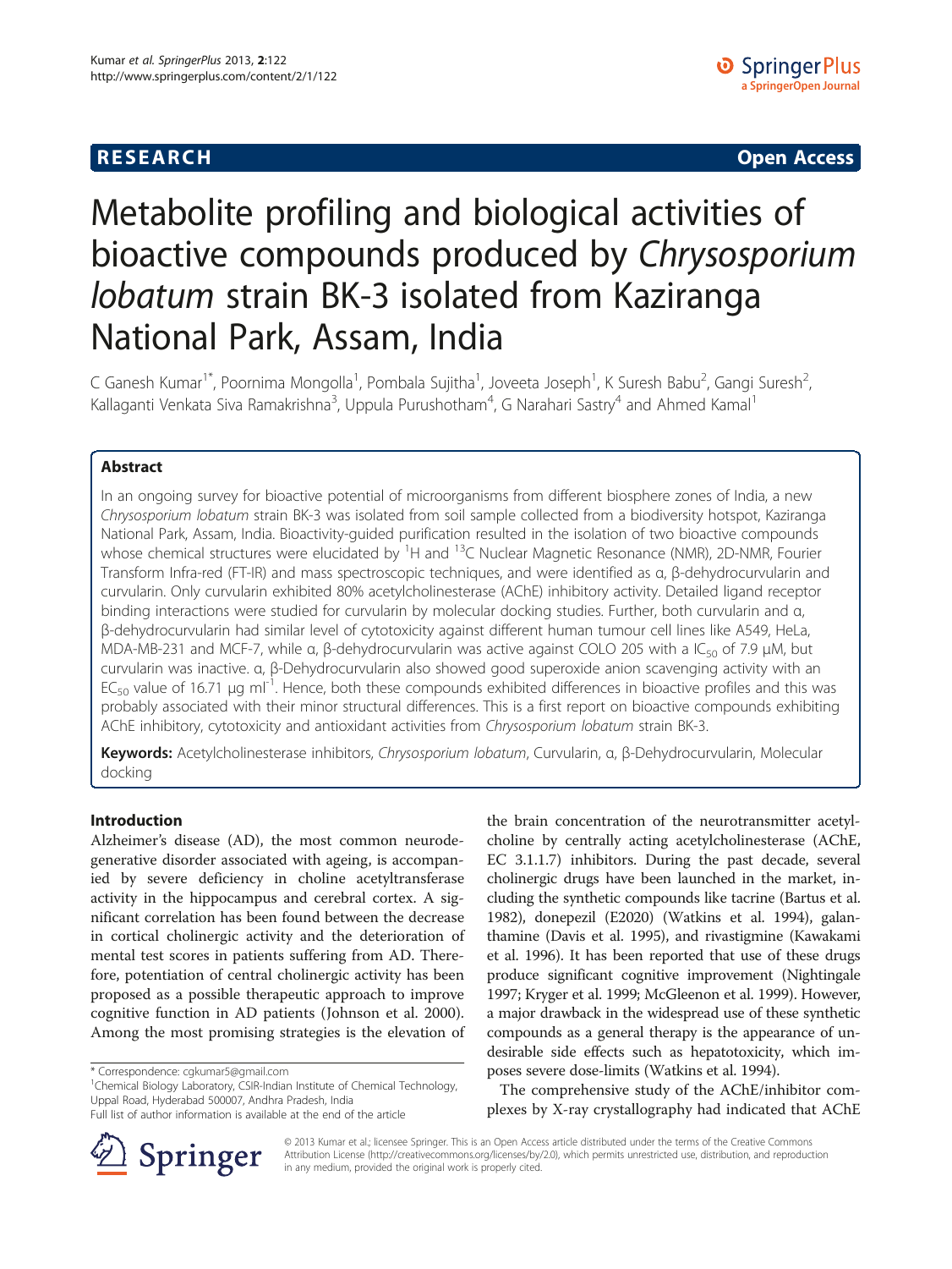**RESEARCH** **Open Access**

# Metabolite profiling and biological activities of bioactive compounds produced by *Chrysosporium lobatum* strain BK-3 isolated from Kaziranga National Park, Assam, India

C Ganesh Kumar[1*], Poornima Mongolla[1], Pombala Sujitha[1], Joveeta Joseph[1], K Suresh Babu[2], Gangi Suresh[2], Kallaganti Venkata Siva Ramakrishna[3], Uppula Purushotham[4], G Narahari Sastry[4] and Ahmed Kamal[1]

## Abstract

In an ongoing survey for bioactive potential of microorganisms from different biosphere zones of India, a new *Chrysosporium lobatum* strain BK-3 was isolated from soil sample collected from a biodiversity hotspot, Kaziranga National Park, Assam, India. Bioactivity-guided purification resulted in the isolation of two bioactive compounds whose chemical structures were elucidated by $^{1}H$ and $^{13}C$ Nuclear Magnetic Resonance (NMR), 2D-NMR, Fourier Transform Infra-red (FT-IR) and mass spectroscopic techniques, and were identified as α, β-dehydrocurvularin and curvularin. Only curvularin exhibited 80% acetylcholinesterase (AChE) inhibitory activity. Detailed ligand receptor binding interactions were studied for curvularin by molecular docking studies. Further, both curvularin and α, β-dehydrocurvularin had similar level of cytotoxicity against different human tumour cell lines like A549, HeLa, MDA-MB-231 and MCF-7, while α, β-dehydrocurvularin was active against COLO 205 with a $IC_{50}$ of 7.9 μM, but curvularin was inactive. α, β-Dehydrocurvularin also showed good superoxide anion scavenging activity with an $EC_{50}$ value of 16.71 μg $ml^{-1}$. Hence, both these compounds exhibited differences in bioactive profiles and this was probably associated with their minor structural differences. This is a first report on bioactive compounds exhibiting AChE inhibitory, cytotoxicity and antioxidant activities from *Chrysosporium lobatum* strain BK-3.

**Keywords:** Acetylcholinesterase inhibitors, *Chrysosporium lobatum*, Curvularin, α, β-Dehydrocurvularin, Molecular docking

## Introduction

Alzheimer's disease (AD), the most common neurodegenerative disorder associated with ageing, is accompanied by severe deficiency in choline acetyltransferase activity in the hippocampus and cerebral cortex. A significant correlation has been found between the decrease in cortical cholinergic activity and the deterioration of mental test scores in patients suffering from AD. Therefore, potentiation of central cholinergic activity has been proposed as a possible therapeutic approach to improve cognitive function in AD patients (Johnson et al. 2000). Among the most promising strategies is the elevation of the brain concentration of the neurotransmitter acetylcholine by centrally acting acetylcholinesterase (AChE, EC 3.1.1.7) inhibitors. During the past decade, several cholinergic drugs have been launched in the market, including the synthetic compounds like tacrine (Bartus et al. 1982), donepezil (E2020) (Watkins et al. 1994), galanthamine (Davis et al. 1995), and rivastigmine (Kawakami et al. 1996). It has been reported that use of these drugs produce significant cognitive improvement (Nightingale 1997; Kryger et al. 1999; McGleenon et al. 1999). However, a major drawback in the widespread use of these synthetic compounds as a general therapy is the appearance of undesirable side effects such as hepatotoxicity, which imposes severe dose-limits (Watkins et al. 1994).

The comprehensive study of the AChE/inhibitor complexes by X-ray crystallography had indicated that AChE

\* Correspondence: cgkumar5@gmail.com
[1]Chemical Biology Laboratory, CSIR-Indian Institute of Chemical Technology, Uppal Road, Hyderabad 500007, Andhra Pradesh, India
Full list of author information is available at the end of the article

© 2013 Kumar et al.; licensee Springer. This is an Open Access article distributed under the terms of the Creative Commons Attribution License (http://creativecommons.org/licenses/by/2.0), which permits unrestricted use, distribution, and reproduction in any medium, provided the original work is properly cited.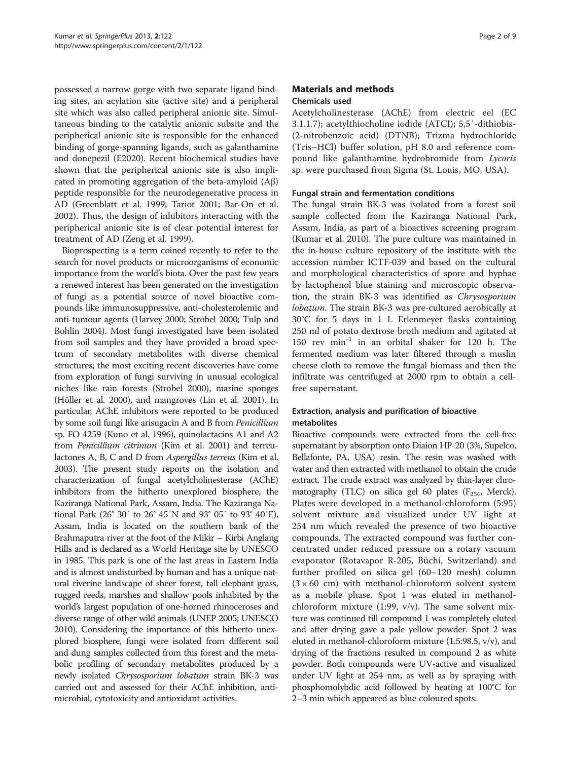possessed a narrow gorge with two separate ligand binding sites, an acylation site (active site) and a peripheral site which was also called peripheral anionic site. Simultaneous binding to the catalytic anionic subsite and the peripherical anionic site is responsible for the enhanced binding of gorge-spanning ligands, such as galanthamine and donepezil (E2020). Recent biochemical studies have shown that the peripherical anionic site is also implicated in promoting aggregation of the beta-amyloid (Aβ) peptide responsible for the neurodegenerative process in AD (Greenblatt et al. 1999; Tariot 2001; Bar-On et al. 2002). Thus, the design of inhibitors interacting with the peripherical anionic site is of clear potential interest for treatment of AD (Zeng et al. 1999).

Bioprospecting is a term coined recently to refer to the search for novel products or microorganisms of economic importance from the world's biota. Over the past few years a renewed interest has been generated on the investigation of fungi as a potential source of novel bioactive compounds like immunosuppressive, anti-cholesterolemic and anti-tumour agents (Harvey 2000; Strobel 2000; Tulp and Bohlin 2004). Most fungi investigated have been isolated from soil samples and they have provided a broad spectrum of secondary metabolites with diverse chemical structures; the most exciting recent discoveries have come from exploration of fungi surviving in unusual ecological niches like rain forests (Strobel 2000), marine sponges (Höller et al. 2000), and mangroves (Lin et al. 2001). In particular, AChE inhibitors were reported to be produced by some soil fungi like arisugacin A and B from *Penicillium* sp. FO 4259 (Kuno et al. 1996), quinolactacins A1 and A2 from *Penicillium citrinum* (Kim et al. 2001) and terreulactones A, B, C and D from *Aspergillus terreus* (Kim et al. 2003). The present study reports on the isolation and characterization of fungal acetylcholinesterase (AChE) inhibitors from the hitherto unexplored biosphere, the Kaziranga National Park, Assam, India. The Kaziranga National Park (26° 30′ to 26° 45′N and 93° 05′ to 93° 40′E), Assam, India is located on the southern bank of the Brahmaputra river at the foot of the Mikir – Kirbi Anglang Hills and is declared as a World Heritage site by UNESCO in 1985. This park is one of the last areas in Eastern India and is almost undisturbed by human and has a unique natural riverine landscape of sheer forest, tall elephant grass, rugged reeds, marshes and shallow pools inhabited by the world's largest population of one-horned rhinoceroses and diverse range of other wild animals (UNEP 2005; UNESCO 2010). Considering the importance of this hitherto unexplored biosphere, fungi were isolated from different soil and dung samples collected from this forest and the metabolic profiling of secondary metabolites produced by a newly isolated *Chrysosporium lobatum* strain BK-3 was carried out and assessed for their AChE inhibition, antimicrobial, cytotoxicity and antioxidant activities.

## Materials and methods

### Chemicals used

Acetylcholinesterase (AChE) from electric eel (EC 3.1.1.7); acetylthiocholine iodide (ATCI); 5,5′-dithiobis-(2-nitrobenzoic acid) (DTNB); Trizma hydrochloride (Tris–HCl) buffer solution, pH 8.0 and reference compound like galanthamine hydrobromide from *Lycoris* sp. were purchased from Sigma (St. Louis, MO, USA).

### Fungal strain and fermentation conditions

The fungal strain BK-3 was isolated from a forest soil sample collected from the Kaziranga National Park, Assam, India, as part of a bioactives screening program (Kumar et al. 2010). The pure culture was maintained in the in-house culture repository of the institute with the accession number ICTF-039 and based on the cultural and morphological characteristics of spore and hyphae by lactophenol blue staining and microscopic observation, the strain BK-3 was identified as *Chrysosporium lobatum*. The strain BK-3 was pre-cultured aerobically at 30°C for 5 days in 1 L Erlenmeyer flasks containing 250 ml of potato dextrose broth medium and agitated at 150 rev $min^{-1}$ in an orbital shaker for 120 h. The fermented medium was later filtered through a muslin cheese cloth to remove the fungal biomass and then the infiltrate was centrifuged at 2000 rpm to obtain a cell-free supernatant.

### Extraction, analysis and purification of bioactive metabolites

Bioactive compounds were extracted from the cell-free supernatant by absorption onto Diaion HP-20 (3%, Supelco, Bellafonte, PA, USA) resin. The resin was washed with water and then extracted with methanol to obtain the crude extract. The crude extract was analyzed by thin-layer chromatography (TLC) on silica gel 60 plates ($F_{254}$, Merck). Plates were developed in a methanol-chloroform (5:95) solvent mixture and visualized under UV light at 254 nm which revealed the presence of two bioactive compounds. The extracted compound was further concentrated under reduced pressure on a rotary vacuum evaporator (Rotavapor R-205, Büchi, Switzerland) and further profiled on silica gel (60–120 mesh) column (3 × 60 cm) with methanol-chloroform solvent system as a mobile phase. Spot 1 was eluted in methanol-chloroform mixture (1:99, v/v). The same solvent mixture was continued till compound 1 was completely eluted and after drying gave a pale yellow powder. Spot 2 was eluted in methanol-chloroform mixture (1.5:98.5, v/v), and drying of the fractions resulted in compound 2 as white powder. Both compounds were UV-active and visualized under UV light at 254 nm, as well as by spraying with phosphomolybdic acid followed by heating at 100°C for 2–3 min which appeared as blue coloured spots.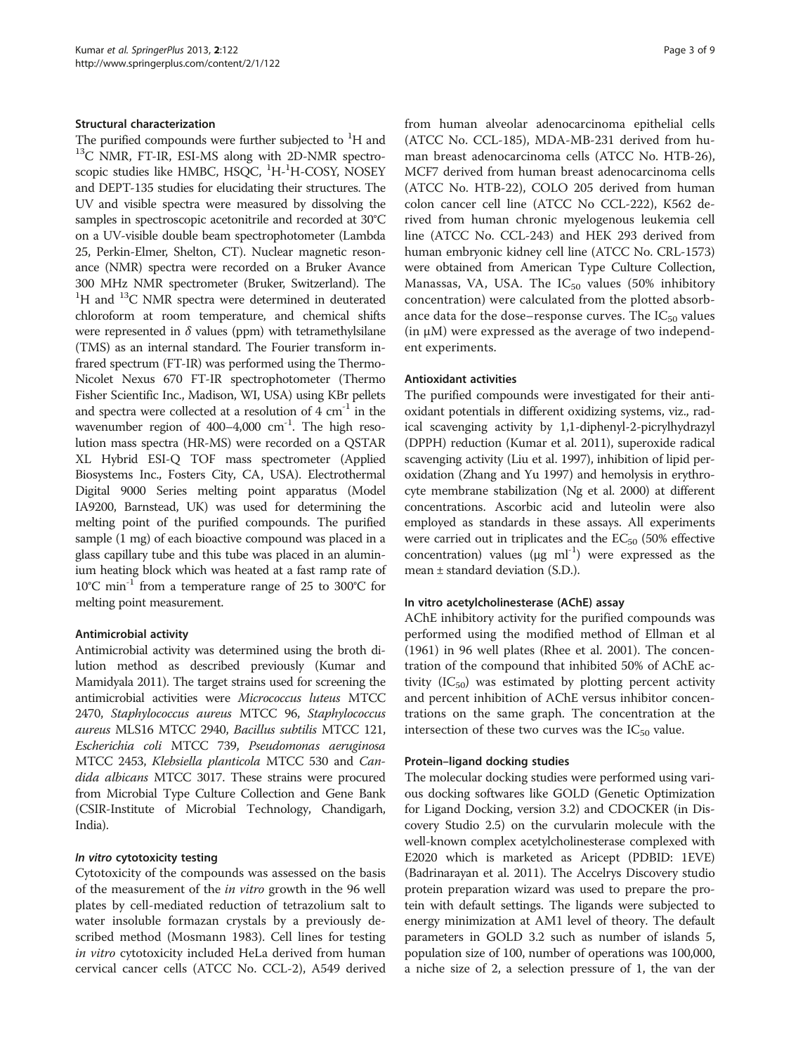### Structural characterization

The purified compounds were further subjected to $^1H$ and $^{13}C$ NMR, FT-IR, ESI-MS along with 2D-NMR spectroscopic studies like HMBC, HSQC, $^1H$-$^1H$-COSY, NOSEY and DEPT-135 studies for elucidating their structures. The UV and visible spectra were measured by dissolving the samples in spectroscopic acetonitrile and recorded at 30°C on a UV-visible double beam spectrophotometer (Lambda 25, Perkin-Elmer, Shelton, CT). Nuclear magnetic resonance (NMR) spectra were recorded on a Bruker Avance 300 MHz NMR spectrometer (Bruker, Switzerland). The $^1H$ and $^{13}C$ NMR spectra were determined in deuterated chloroform at room temperature, and chemical shifts were represented in $\delta$ values (ppm) with tetramethylsilane (TMS) as an internal standard. The Fourier transform infrared spectrum (FT-IR) was performed using the Thermo-Nicolet Nexus 670 FT-IR spectrophotometer (Thermo Fisher Scientific Inc., Madison, WI, USA) using KBr pellets and spectra were collected at a resolution of 4 $cm^{-1}$ in the wavenumber region of 400–4,000 $cm^{-1}$. The high resolution mass spectra (HR-MS) were recorded on a QSTAR XL Hybrid ESI-Q TOF mass spectrometer (Applied Biosystems Inc., Fosters City, CA, USA). Electrothermal Digital 9000 Series melting point apparatus (Model IA9200, Barnstead, UK) was used for determining the melting point of the purified compounds. The purified sample (1 mg) of each bioactive compound was placed in a glass capillary tube and this tube was placed in an aluminium heating block which was heated at a fast ramp rate of 10°C $min^{-1}$ from a temperature range of 25 to 300°C for melting point measurement.

### Antimicrobial activity

Antimicrobial activity was determined using the broth dilution method as described previously (Kumar and Mamidyala 2011). The target strains used for screening the antimicrobial activities were *Micrococcus luteus* MTCC 2470, *Staphylococcus aureus* MTCC 96, *Staphylococcus aureus* MLS16 MTCC 2940, *Bacillus subtilis* MTCC 121, *Escherichia coli* MTCC 739, *Pseudomonas aeruginosa* MTCC 2453, *Klebsiella planticola* MTCC 530 and *Candida albicans* MTCC 3017. These strains were procured from Microbial Type Culture Collection and Gene Bank (CSIR-Institute of Microbial Technology, Chandigarh, India).

### *In vitro* cytotoxicity testing

Cytotoxicity of the compounds was assessed on the basis of the measurement of the *in vitro* growth in the 96 well plates by cell-mediated reduction of tetrazolium salt to water insoluble formazan crystals by a previously described method (Mosmann 1983). Cell lines for testing *in vitro* cytotoxicity included HeLa derived from human cervical cancer cells (ATCC No. CCL-2), A549 derived from human alveolar adenocarcinoma epithelial cells (ATCC No. CCL-185), MDA-MB-231 derived from human breast adenocarcinoma cells (ATCC No. HTB-26), MCF7 derived from human breast adenocarcinoma cells (ATCC No. HTB-22), COLO 205 derived from human colon cancer cell line (ATCC No CCL-222), K562 derived from human chronic myelogenous leukemia cell line (ATCC No. CCL-243) and HEK 293 derived from human embryonic kidney cell line (ATCC No. CRL-1573) were obtained from American Type Culture Collection, Manassas, VA, USA. The $IC_{50}$ values (50% inhibitory concentration) were calculated from the plotted absorbance data for the dose–response curves. The $IC_{50}$ values (in μM) were expressed as the average of two independent experiments.

### Antioxidant activities

The purified compounds were investigated for their antioxidant potentials in different oxidizing systems, viz., radical scavenging activity by 1,1-diphenyl-2-picrylhydrazyl (DPPH) reduction (Kumar et al. 2011), superoxide radical scavenging activity (Liu et al. 1997), inhibition of lipid peroxidation (Zhang and Yu 1997) and hemolysis in erythrocyte membrane stabilization (Ng et al. 2000) at different concentrations. Ascorbic acid and luteolin were also employed as standards in these assays. All experiments were carried out in triplicates and the $EC_{50}$ (50% effective concentration) values (μg $ml^{-1}$) were expressed as the mean ± standard deviation (S.D.).

### In vitro acetylcholinesterase (AChE) assay

AChE inhibitory activity for the purified compounds was performed using the modified method of Ellman et al (1961) in 96 well plates (Rhee et al. 2001). The concentration of the compound that inhibited 50% of AChE activity ($IC_{50}$) was estimated by plotting percent activity and percent inhibition of AChE versus inhibitor concentrations on the same graph. The concentration at the intersection of these two curves was the $IC_{50}$ value.

### Protein–ligand docking studies

The molecular docking studies were performed using various docking softwares like GOLD (Genetic Optimization for Ligand Docking, version 3.2) and CDOCKER (in Discovery Studio 2.5) on the curvularin molecule with the well-known complex acetylcholinesterase complexed with E2020 which is marketed as Aricept (PDBID: 1EVE) (Badrinarayan et al. 2011). The Accelrys Discovery studio protein preparation wizard was used to prepare the protein with default settings. The ligands were subjected to energy minimization at AM1 level of theory. The default parameters in GOLD 3.2 such as number of islands 5, population size of 100, number of operations was 100,000, a niche size of 2, a selection pressure of 1, the van der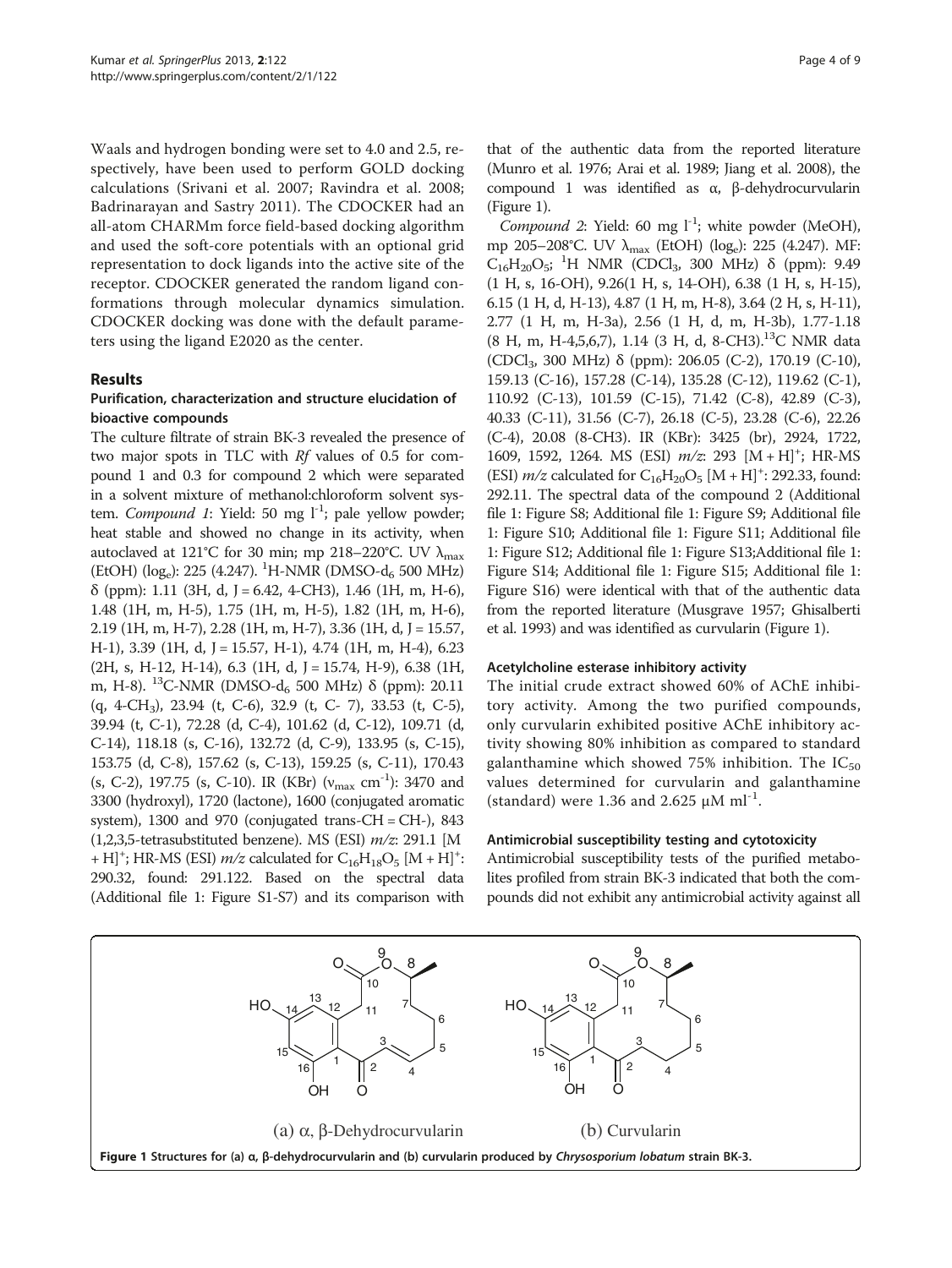Waals and hydrogen bonding were set to 4.0 and 2.5, respectively, have been used to perform GOLD docking calculations (Srivani et al. 2007; Ravindra et al. 2008; Badrinarayan and Sastry 2011). The CDOCKER had an all-atom CHARMm force field-based docking algorithm and used the soft-core potentials with an optional grid representation to dock ligands into the active site of the receptor. CDOCKER generated the random ligand conformations through molecular dynamics simulation. CDOCKER docking was done with the default parameters using the ligand E2020 as the center.

## Results

### Purification, characterization and structure elucidation of bioactive compounds

The culture filtrate of strain BK-3 revealed the presence of two major spots in TLC with *Rf* values of 0.5 for compound 1 and 0.3 for compound 2 which were separated in a solvent mixture of methanol:chloroform solvent system. *Compound 1*: Yield: 50 mg $l^{-1}$; pale yellow powder; heat stable and showed no change in its activity, when autoclaved at 121°C for 30 min; mp 218–220°C. UV $\lambda_{max}$ (EtOH) ($\log_e$): 225 (4.247). $^1$H-NMR (DMSO-$d_6$ 500 MHz) δ (ppm): 1.11 (3H, d, J = 6.42, 4-$CH_3$), 1.46 (1H, m, H-6), 1.48 (1H, m, H-5), 1.75 (1H, m, H-5), 1.82 (1H, m, H-6), 2.19 (1H, m, H-7), 2.28 (1H, m, H-7), 3.36 (1H, d, J = 15.57, H-1), 3.39 (1H, d, J = 15.57, H-1), 4.74 (1H, m, H-4), 6.23 (2H, s, H-12, H-14), 6.3 (1H, d, J = 15.74, H-9), 6.38 (1H, m, H-8). $^{13}$C-NMR (DMSO-$d_6$ 500 MHz) δ (ppm): 20.11 (q, 4-$CH_3$), 23.94 (t, C-6), 32.9 (t, C- 7), 33.53 (t, C-5), 39.94 (t, C-1), 72.28 (d, C-4), 101.62 (d, C-12), 109.71 (d, C-14), 118.18 (s, C-16), 132.72 (d, C-9), 133.95 (s, C-15), 153.75 (d, C-8), 157.62 (s, C-13), 159.25 (s, C-11), 170.43 (s, C-2), 197.75 (s, C-10). IR (KBr) ($\nu_{max}$ $cm^{-1}$): 3470 and 3300 (hydroxyl), 1720 (lactone), 1600 (conjugated aromatic system), 1300 and 970 (conjugated trans-CH = CH-), 843 (1,2,3,5-tetrasubstituted benzene). MS (ESI) *m/z*: 291.1 $[M + H]^+$; HR-MS (ESI) *m/z* calculated for $C_{16}H_{18}O_5$ $[M + H]^+$: 290.32, found: 291.122. Based on the spectral data (Additional file 1: Figure S1-S7) and its comparison with that of the authentic data from the reported literature (Munro et al. 1976; Arai et al. 1989; Jiang et al. 2008), the compound 1 was identified as α, β-dehydrocurvularin (Figure 1).

*Compound 2*: Yield: 60 mg $l^{-1}$; white powder (MeOH), mp 205–208°C. UV $\lambda_{max}$ (EtOH) ($\log_e$): 225 (4.247). MF: $C_{16}H_{20}O_5$; $^1$H NMR ($CDCl_3$, 300 MHz) δ (ppm): 9.49 (1 H, s, 16-OH), 9.26(1 H, s, 14-OH), 6.38 (1 H, s, H-15), 6.15 (1 H, d, H-13), 4.87 (1 H, m, H-8), 3.64 (2 H, s, H-11), 2.77 (1 H, m, H-3a), 2.56 (1 H, d, m, H-3b), 1.77-1.18 (8 H, m, H-4,5,6,7), 1.14 (3 H, d, 8-$CH_3$). $^{13}$C NMR data ($CDCl_3$, 300 MHz) δ (ppm): 206.05 (C-2), 170.19 (C-10), 159.13 (C-16), 157.28 (C-14), 135.28 (C-12), 119.62 (C-1), 110.92 (C-13), 101.59 (C-15), 71.42 (C-8), 42.89 (C-3), 40.33 (C-11), 31.56 (C-7), 26.18 (C-5), 23.28 (C-6), 22.26 (C-4), 20.08 (8-$CH_3$). IR (KBr): 3425 (br), 2924, 1722, 1609, 1592, 1264. MS (ESI) *m/z*: 293 $[M + H]^+$; HR-MS (ESI) *m/z* calculated for $C_{16}H_{20}O_5$ $[M + H]^+$: 292.33, found: 292.11. The spectral data of the compound 2 (Additional file 1: Figure S8; Additional file 1: Figure S9; Additional file 1: Figure S10; Additional file 1: Figure S11; Additional file 1: Figure S12; Additional file 1: Figure S13;Additional file 1: Figure S14; Additional file 1: Figure S15; Additional file 1: Figure S16) were identical with that of the authentic data from the reported literature (Musgrave 1957; Ghisalberti et al. 1993) and was identified as curvularin (Figure 1).

### Acetylcholine esterase inhibitory activity

The initial crude extract showed 60% of AChE inhibitory activity. Among the two purified compounds, only curvularin exhibited positive AChE inhibitory activity showing 80% inhibition as compared to standard galanthamine which showed 75% inhibition. The $IC_{50}$ values determined for curvularin and galanthamine (standard) were 1.36 and 2.625 μM $ml^{-1}$.

### Antimicrobial susceptibility testing and cytotoxicity

Antimicrobial susceptibility tests of the purified metabolites profiled from strain BK-3 indicated that both the compounds did not exhibit any antimicrobial activity against all

(a) α, β-Dehydrocurvularin (b) Curvularin

**Figure 1** Structures for (a) α, β-dehydrocurvularin and (b) curvularin produced by *Chrysosporium lobatum* strain BK-3.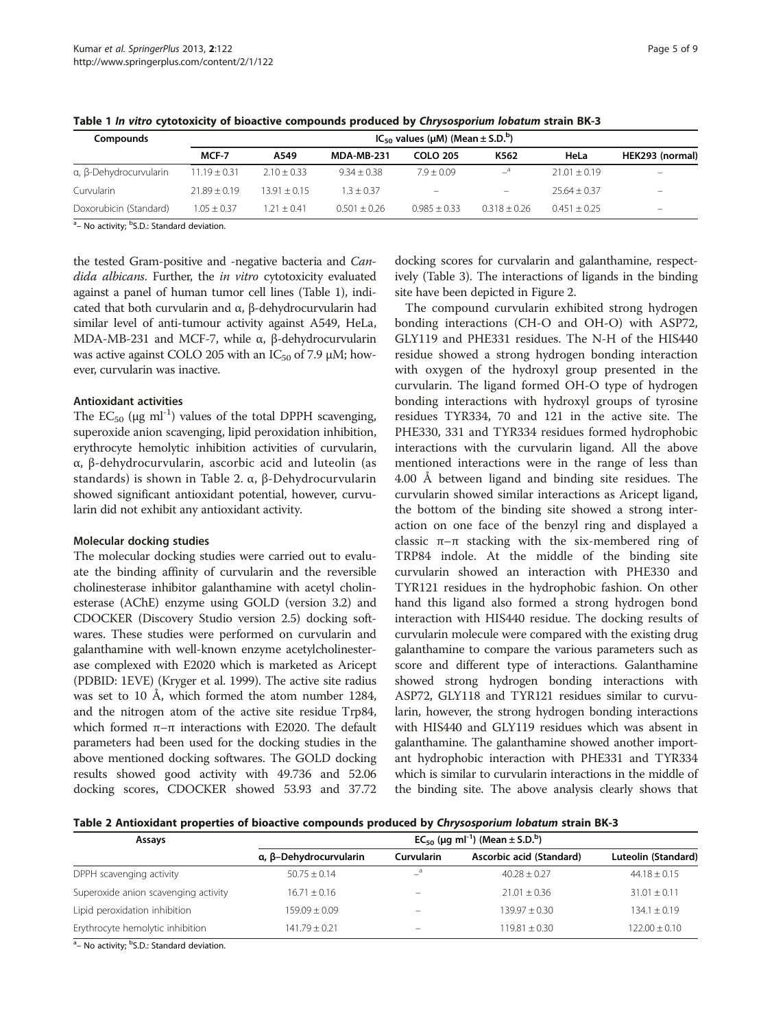**Table 1** *In vitro* **cytotoxicity of bioactive compounds produced by** ***Chrysosporium lobatum*** **strain BK-3**

| Compounds | $IC_{50}$ values (μM) (Mean ± S.D.[b]) | | | | | | |
|---|---|---|---|---|---|---|---|
| | MCF-7 | A549 | MDA-MB-231 | COLO 205 | K562 | HeLa | HEK293 (normal) |
| α, β-Dehydrocurvularin | 11.19 ± 0.31 | 2.10 ± 0.33 | 9.34 ± 0.38 | 7.9 ± 0.09 | –[a] | 21.01 ± 0.19 | – |
| Curvularin | 21.89 ± 0.19 | 13.91 ± 0.15 | 1.3 ± 0.37 | – | – | 25.64 ± 0.37 | – |
| Doxorubicin (Standard) | 1.05 ± 0.37 | 1.21 ± 0.41 | 0.501 ± 0.26 | 0.985 ± 0.33 | 0.318 ± 0.26 | 0.451 ± 0.25 | – |

[a]– No activity; [b]S.D.: Standard deviation.

the tested Gram-positive and -negative bacteria and *Candida albicans*. Further, the *in vitro* cytotoxicity evaluated against a panel of human tumor cell lines (Table 1), indicated that both curvularin and α, β-dehydrocurvularin had similar level of anti-tumour activity against A549, HeLa, MDA-MB-231 and MCF-7, while α, β-dehydrocurvularin was active against COLO 205 with an $IC_{50}$ of 7.9 μM; however, curvularin was inactive.

### Antioxidant activities

The $EC_{50}$ (μg $ml^{-1}$) values of the total DPPH scavenging, superoxide anion scavenging, lipid peroxidation inhibition, erythrocyte hemolytic inhibition activities of curvularin, α, β-dehydrocurvularin, ascorbic acid and luteolin (as standards) is shown in Table 2. α, β-Dehydrocurvularin showed significant antioxidant potential, however, curvularin did not exhibit any antioxidant activity.

### Molecular docking studies

The molecular docking studies were carried out to evaluate the binding affinity of curvularin and the reversible cholinesterase inhibitor galanthamine with acetyl cholinesterase (AChE) enzyme using GOLD (version 3.2) and CDOCKER (Discovery Studio version 2.5) docking softwares. These studies were performed on curvularin and galanthamine with well-known enzyme acetylcholinesterase complexed with E2020 which is marketed as Aricept (PDBID: 1EVE) (Kryger et al. 1999). The active site radius was set to 10 Å, which formed the atom number 1284, and the nitrogen atom of the active site residue Trp84, which formed π–π interactions with E2020. The default parameters had been used for the docking studies in the above mentioned docking softwares. The GOLD docking results showed good activity with 49.736 and 52.06 docking scores, CDOCKER showed 53.93 and 37.72 docking scores for curvalarin and galanthamine, respectively (Table 3). The interactions of ligands in the binding site have been depicted in Figure 2.

The compound curvularin exhibited strong hydrogen bonding interactions (CH-O and OH-O) with ASP72, GLY119 and PHE331 residues. The N-H of the HIS440 residue showed a strong hydrogen bonding interaction with oxygen of the hydroxyl group presented in the curvularin. The ligand formed OH-O type of hydrogen bonding interactions with hydroxyl groups of tyrosine residues TYR334, 70 and 121 in the active site. The PHE330, 331 and TYR334 residues formed hydrophobic interactions with the curvularin ligand. All the above mentioned interactions were in the range of less than 4.00 Å between ligand and binding site residues. The curvularin showed similar interactions as Aricept ligand, the bottom of the binding site showed a strong interaction on one face of the benzyl ring and displayed a classic π–π stacking with the six-membered ring of TRP84 indole. At the middle of the binding site curvularin showed an interaction with PHE330 and TYR121 residues in the hydrophobic fashion. On other hand this ligand also formed a strong hydrogen bond interaction with HIS440 residue. The docking results of curvularin molecule were compared with the existing drug galanthamine to compare the various parameters such as score and different type of interactions. Galanthamine showed strong hydrogen bonding interactions with ASP72, GLY118 and TYR121 residues similar to curvularin, however, the strong hydrogen bonding interactions with HIS440 and GLY119 residues which was absent in galanthamine. The galanthamine showed another important hydrophobic interaction with PHE331 and TYR334 which is similar to curvularin interactions in the middle of the binding site. The above analysis clearly shows that

**Table 2 Antioxidant properties of bioactive compounds produced by** ***Chrysosporium lobatum*** **strain BK-3**

| Assays | $EC_{50}$ (μg $ml^{-1}$) (Mean ± S.D.[b]) | | | |
|---|---|---|---|---|
| | α, β–Dehydrocurvularin | Curvularin | Ascorbic acid (Standard) | Luteolin (Standard) |
| DPPH scavenging activity | 50.75 ± 0.14 | –[a] | 40.28 ± 0.27 | 44.18 ± 0.15 |
| Superoxide anion scavenging activity | 16.71 ± 0.16 | – | 21.01 ± 0.36 | 31.01 ± 0.11 |
| Lipid peroxidation inhibition | 159.09 ± 0.09 | – | 139.97 ± 0.30 | 134.1 ± 0.19 |
| Erythrocyte hemolytic inhibition | 141.79 ± 0.21 | – | 119.81 ± 0.30 | 122.00 ± 0.10 |

[a]– No activity; [b]S.D.: Standard deviation.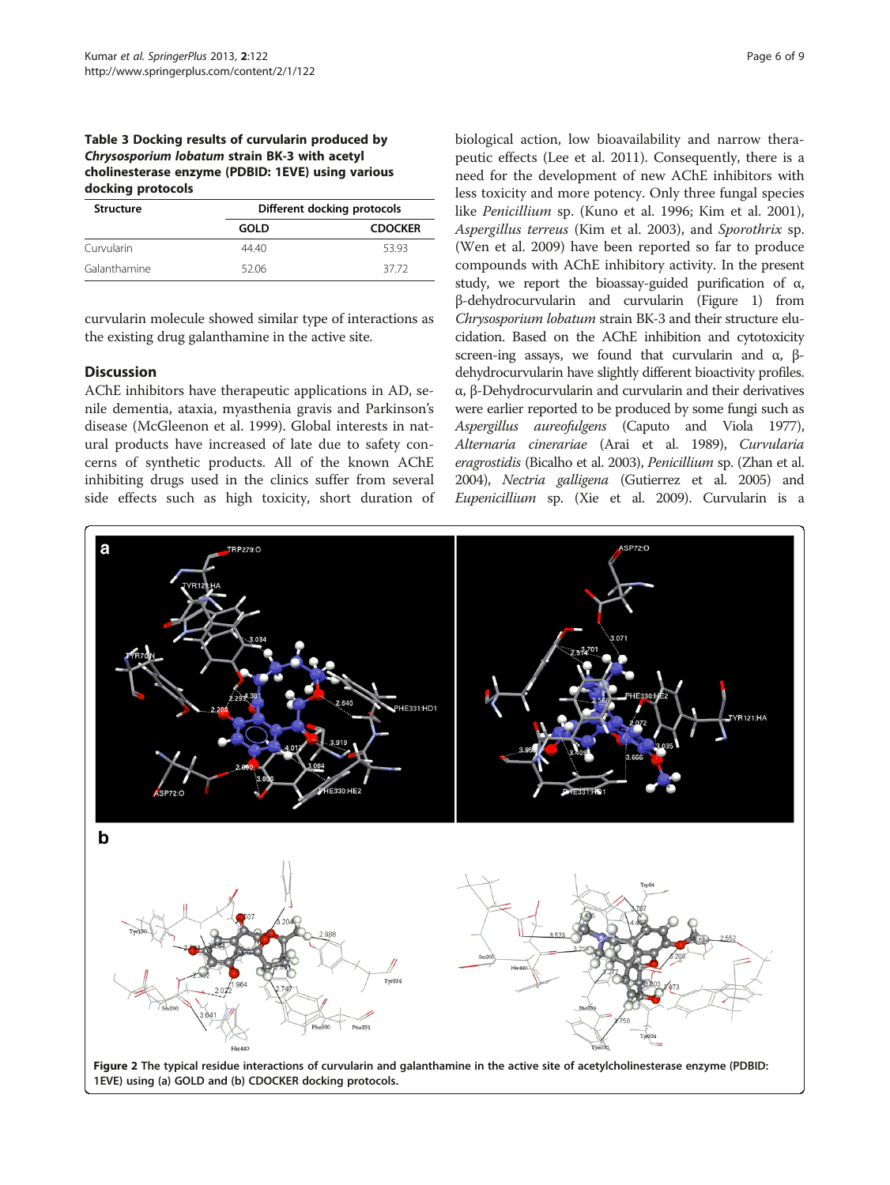**Table 3 Docking results of curvularin produced by *Chrysosporium lobatum* strain BK-3 with acetyl cholinesterase enzyme (PDBID: 1EVE) using various docking protocols**

| Structure | Different docking protocols | |
|---|---|---|
| | GOLD | CDOCKER |
| Curvularin | 44.40 | 53.93 |
| Galanthamine | 52.06 | 37.72 |

curvularin molecule showed similar type of interactions as the existing drug galanthamine in the active site.

## Discussion

AChE inhibitors have therapeutic applications in AD, senile dementia, ataxia, myasthenia gravis and Parkinson's disease (McGleenon et al. 1999). Global interests in natural products have increased of late due to safety concerns of synthetic products. All of the known AChE inhibiting drugs used in the clinics suffer from several side effects such as high toxicity, short duration of biological action, low bioavailability and narrow therapeutic effects (Lee et al. 2011). Consequently, there is a need for the development of new AChE inhibitors with less toxicity and more potency. Only three fungal species like *Penicillium* sp. (Kuno et al. 1996; Kim et al. 2001), *Aspergillus terreus* (Kim et al. 2003), and *Sporothrix* sp. (Wen et al. 2009) have been reported so far to produce compounds with AChE inhibitory activity. In the present study, we report the bioassay-guided purification of α, β-dehydrocurvularin and curvularin (Figure 1) from *Chrysosporium lobatum* strain BK-3 and their structure elucidation. Based on the AChE inhibition and cytotoxicity screen-ing assays, we found that curvularin and α, β-dehydrocurvularin have slightly different bioactivity profiles. α, β-Dehydrocurvularin and curvularin and their derivatives were earlier reported to be produced by some fungi such as *Aspergillus aureofulgens* (Caputo and Viola 1977), *Alternaria cinerariae* (Arai et al. 1989), *Curvularia eragrostidis* (Bicalho et al. 2003), *Penicillium* sp. (Zhan et al. 2004), *Nectria galligena* (Gutierrez et al. 2005) and *Eupenicillium* sp. (Xie et al. 2009). Curvularin is a

**Figure 2** The typical residue interactions of curvularin and galanthamine in the active site of acetylcholinesterase enzyme (PDBID: 1EVE) using **(a)** GOLD and **(b)** CDOCKER docking protocols.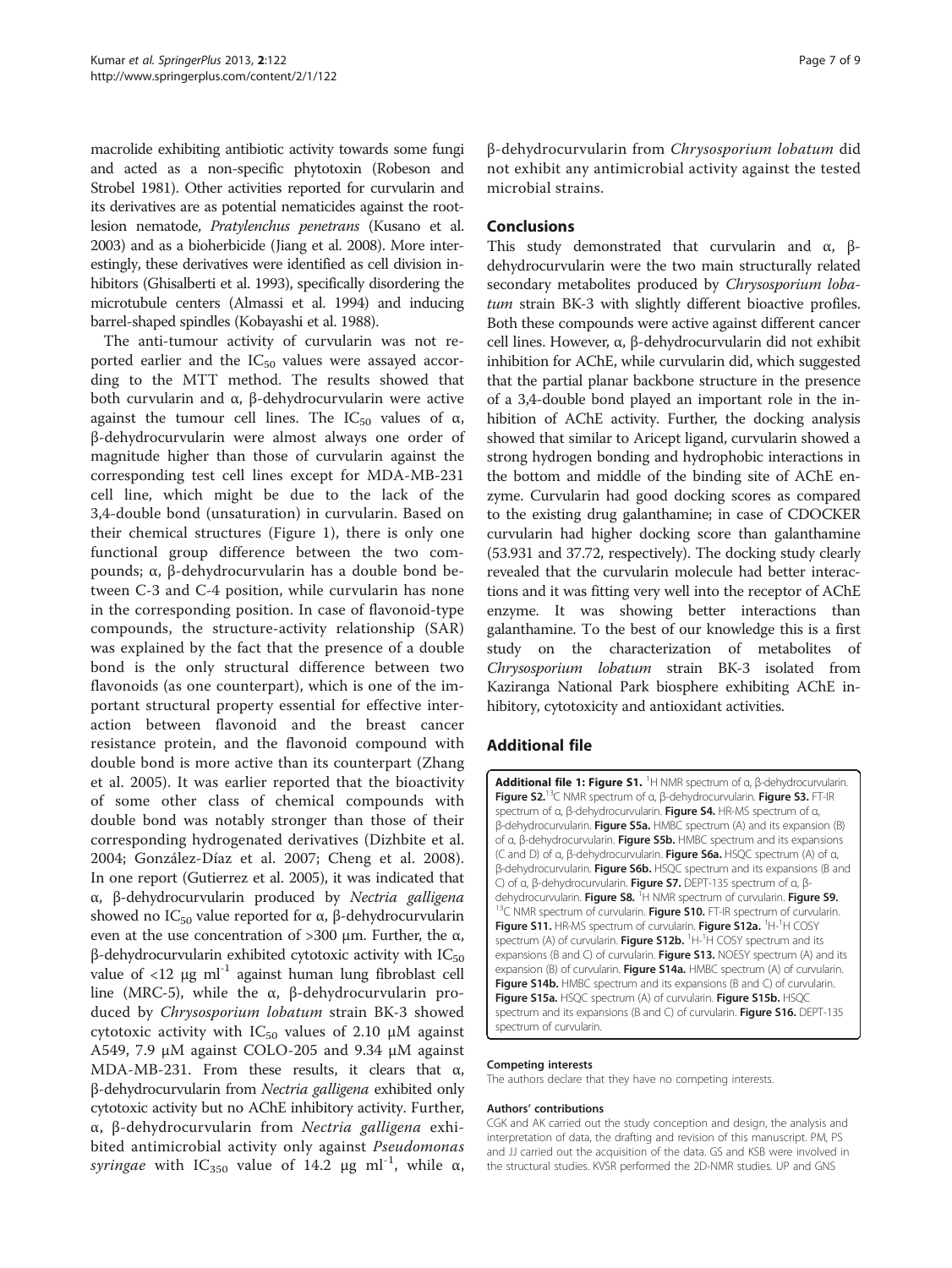macrolide exhibiting antibiotic activity towards some fungi and acted as a non-specific phytotoxin (Robeson and Strobel 1981). Other activities reported for curvularin and its derivatives are as potential nematicides against the root-lesion nematode, *Pratylenchus penetrans* (Kusano et al. 2003) and as a bioherbicide (Jiang et al. 2008). More interestingly, these derivatives were identified as cell division inhibitors (Ghisalberti et al. 1993), specifically disordering the microtubule centers (Almassi et al. 1994) and inducing barrel-shaped spindles (Kobayashi et al. 1988).

The anti-tumour activity of curvularin was not reported earlier and the $IC_{50}$ values were assayed according to the MTT method. The results showed that both curvularin and α, β-dehydrocurvularin were active against the tumour cell lines. The $IC_{50}$ values of α, β-dehydrocurvularin were almost always one order of magnitude higher than those of curvularin against the corresponding test cell lines except for MDA-MB-231 cell line, which might be due to the lack of the 3,4-double bond (unsaturation) in curvularin. Based on their chemical structures (Figure 1), there is only one functional group difference between the two compounds; α, β-dehydrocurvularin has a double bond between C-3 and C-4 position, while curvularin has none in the corresponding position. In case of flavonoid-type compounds, the structure-activity relationship (SAR) was explained by the fact that the presence of a double bond is the only structural difference between two flavonoids (as one counterpart), which is one of the important structural property essential for effective interaction between flavonoid and the breast cancer resistance protein, and the flavonoid compound with double bond is more active than its counterpart (Zhang et al. 2005). It was earlier reported that the bioactivity of some other class of chemical compounds with double bond was notably stronger than those of their corresponding hydrogenated derivatives (Dizhbite et al. 2004; González-Díaz et al. 2007; Cheng et al. 2008). In one report (Gutierrez et al. 2005), it was indicated that α, β-dehydrocurvularin produced by *Nectria galligena* showed no $IC_{50}$ value reported for α, β-dehydrocurvularin even at the use concentration of >300 μm. Further, the α, β-dehydrocurvularin exhibited cytotoxic activity with $IC_{50}$ value of <12 μg $ml^{-1}$ against human lung fibroblast cell line (MRC-5), while the α, β-dehydrocurvularin produced by *Chrysosporium lobatum* strain BK-3 showed cytotoxic activity with $IC_{50}$ values of 2.10 μM against A549, 7.9 μM against COLO-205 and 9.34 μM against MDA-MB-231. From these results, it clears that α, β-dehydrocurvularin from *Nectria galligena* exhibited only cytotoxic activity but no AChE inhibitory activity. Further, α, β-dehydrocurvularin from *Nectria galligena* exhibited antimicrobial activity only against *Pseudomonas syringae* with $IC_{350}$ value of 14.2 μg $ml^{-1}$, while α, β-dehydrocurvularin from *Chrysosporium lobatum* did not exhibit any antimicrobial activity against the tested microbial strains.

## Conclusions

This study demonstrated that curvularin and α, β-dehydrocurvularin were the two main structurally related secondary metabolites produced by *Chrysosporium lobatum* strain BK-3 with slightly different bioactive profiles. Both these compounds were active against different cancer cell lines. However, α, β-dehydrocurvularin did not exhibit inhibition for AChE, while curvularin did, which suggested that the partial planar backbone structure in the presence of a 3,4-double bond played an important role in the inhibition of AChE activity. Further, the docking analysis showed that similar to Aricept ligand, curvularin showed a strong hydrogen bonding and hydrophobic interactions in the bottom and middle of the binding site of AChE enzyme. Curvularin had good docking scores as compared to the existing drug galanthamine; in case of CDOCKER curvularin had higher docking score than galanthamine (53.931 and 37.72, respectively). The docking study clearly revealed that the curvularin molecule had better interactions and it was fitting very well into the receptor of AChE enzyme. It was showing better interactions than galanthamine. To the best of our knowledge this is a first study on the characterization of metabolites of *Chrysosporium lobatum* strain BK-3 isolated from Kaziranga National Park biosphere exhibiting AChE inhibitory, cytotoxicity and antioxidant activities.

## Additional file

**Additional file 1: Figure S1.** $^1$H NMR spectrum of α, β-dehydrocurvularin. **Figure S2.** $^{13}$C NMR spectrum of α, β-dehydrocurvularin. **Figure S3.** FT-IR spectrum of α, β-dehydrocurvularin. **Figure S4.** HR-MS spectrum of α, β-dehydrocurvularin. **Figure S5a.** HMBC spectrum (A) and its expansion (B) of α, β-dehydrocurvularin. **Figure S5b.** HMBC spectrum and its expansions (C and D) of α, β-dehydrocurvularin. **Figure S6a.** HSQC spectrum (A) of α, β-dehydrocurvularin. **Figure S6b.** HSQC spectrum and its expansions (B and C) of α, β-dehydrocurvularin. **Figure S7.** DEPT-135 spectrum of α, β-dehydrocurvularin. **Figure S8.** $^1$H NMR spectrum of curvularin. **Figure S9.** $^{13}$C NMR spectrum of curvularin. **Figure S10.** FT-IR spectrum of curvularin. **Figure S11.** HR-MS spectrum of curvularin. **Figure S12a.** $^1$H-$^1$H COSY spectrum (A) of curvularin. **Figure S12b.** $^1$H-$^1$H COSY spectrum and its expansions (B and C) of curvularin. **Figure S13.** NOESY spectrum (A) and its expansion (B) of curvularin. **Figure S14a.** HMBC spectrum (A) of curvularin. **Figure S14b.** HMBC spectrum and its expansions (B and C) of curvularin. **Figure S15a.** HSQC spectrum (A) of curvularin. **Figure S15b.** HSQC spectrum and its expansions (B and C) of curvularin. **Figure S16.** DEPT-135 spectrum of curvularin.

#### Competing interests

The authors declare that they have no competing interests.

#### Authors' contributions

CGK and AK carried out the study conception and design, the analysis and interpretation of data, the drafting and revision of this manuscript. PM, PS and JJ carried out the acquisition of the data. GS and KSB were involved in the structural studies. KVSR performed the 2D-NMR studies. UP and GNS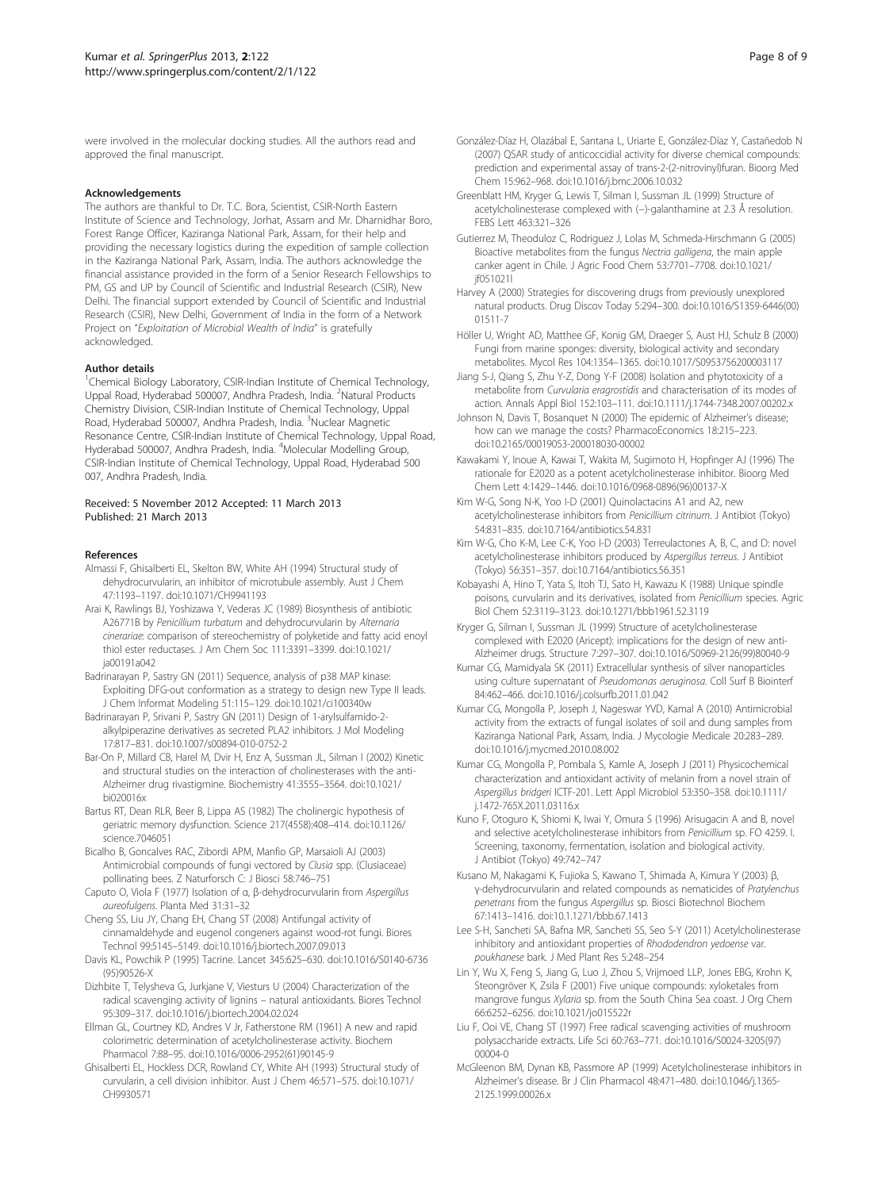were involved in the molecular docking studies. All the authors read and approved the final manuscript.

#### Acknowledgements

The authors are thankful to Dr. T.C. Bora, Scientist, CSIR-North Eastern Institute of Science and Technology, Jorhat, Assam and Mr. Dharnidhar Boro, Forest Range Officer, Kaziranga National Park, Assam, for their help and providing the necessary logistics during the expedition of sample collection in the Kaziranga National Park, Assam, India. The authors acknowledge the financial assistance provided in the form of a Senior Research Fellowships to PM, GS and UP by Council of Scientific and Industrial Research (CSIR), New Delhi. The financial support extended by Council of Scientific and Industrial Research (CSIR), New Delhi, Government of India in the form of a Network Project on "*Exploitation of Microbial Wealth of India*" is gratefully acknowledged.

#### Author details

[1]Chemical Biology Laboratory, CSIR-Indian Institute of Chemical Technology, Uppal Road, Hyderabad 500007, Andhra Pradesh, India. [2]Natural Products Chemistry Division, CSIR-Indian Institute of Chemical Technology, Uppal Road, Hyderabad 500007, Andhra Pradesh, India. [3]Nuclear Magnetic Resonance Centre, CSIR-Indian Institute of Chemical Technology, Uppal Road, Hyderabad 500007, Andhra Pradesh, India. [4]Molecular Modelling Group, CSIR-Indian Institute of Chemical Technology, Uppal Road, Hyderabad 500 007, Andhra Pradesh, India.

Received: 5 November 2012 Accepted: 11 March 2013
Published: 21 March 2013

#### References

Almassi F, Ghisalberti EL, Skelton BW, White AH (1994) Structural study of dehydrocurvularin, an inhibitor of microtubule assembly. Aust J Chem 47:1193–1197. doi:10.1071/CH9941193

Arai K, Rawlings BJ, Yoshizawa Y, Vederas JC (1989) Biosynthesis of antibiotic A26771B by *Penicillium turbatum* and dehydrocurvularin by *Alternaria cinerariae*: comparison of stereochemistry of polyketide and fatty acid enoyl thiol ester reductases. J Am Chem Soc 111:3391–3399. doi:10.1021/ja00191a042

Badrinarayan P, Sastry GN (2011) Sequence, analysis of p38 MAP kinase: Exploiting DFG-out conformation as a strategy to design new Type II leads. J Chem Informat Modeling 51:115–129. doi:10.1021/ci100340w

Badrinarayan P, Srivani P, Sastry GN (2011) Design of 1-arylsulfamido-2-alkylpiperazine derivatives as secreted PLA2 inhibitors. J Mol Modeling 17:817–831. doi:10.1007/s00894-010-0752-2

Bar-On P, Millard CB, Harel M, Dvir H, Enz A, Sussman JL, Silman I (2002) Kinetic and structural studies on the interaction of cholinesterases with the anti-Alzheimer drug rivastigmine. Biochemistry 41:3555–3564. doi:10.1021/bi020016x

Bartus RT, Dean RLR, Beer B, Lippa AS (1982) The cholinergic hypothesis of geriatric memory dysfunction. Science 217(4558):408–414. doi:10.1126/science.7046051

Bicalho B, Goncalves RAC, Zibordi APM, Manfio GP, Marsaioli AJ (2003) Antimicrobial compounds of fungi vectored by *Clusia* spp. (Clusiaceae) pollinating bees. Z Naturforsch C: J Biosci 58:746–751

Caputo O, Viola F (1977) Isolation of α, β-dehydrocurvularin from *Aspergillus aureofulgens*. Planta Med 31:31–32

Cheng SS, Liu JY, Chang EH, Chang ST (2008) Antifungal activity of cinnamaldehyde and eugenol congeners against wood-rot fungi. Biores Technol 99:5145–5149. doi:10.1016/j.biortech.2007.09.013

Davis KL, Powchik P (1995) Tacrine. Lancet 345:625–630. doi:10.1016/S0140-6736(95)90526-X

Dizhbite T, Telysheva G, Jurkjane V, Viesturs U (2004) Characterization of the radical scavenging activity of lignins – natural antioxidants. Biores Technol 95:309–317. doi:10.1016/j.biortech.2004.02.024

Ellman GL, Courtney KD, Andres V Jr, Fatherstone RM (1961) A new and rapid colorimetric determination of acetylcholinesterase activity. Biochem Pharmacol 7:88–95. doi:10.1016/0006-2952(61)90145-9

Ghisalberti EL, Hockless DCR, Rowland CY, White AH (1993) Structural study of curvularin, a cell division inhibitor. Aust J Chem 46:571–575. doi:10.1071/CH9930571

González-Díaz H, Olazábal E, Santana L, Uriarte E, González-Díaz Y, Castañedob N (2007) QSAR study of anticoccidial activity for diverse chemical compounds: prediction and experimental assay of trans-2-(2-nitrovinyl)furan. Bioorg Med Chem 15:962–968. doi:10.1016/j.bmc.2006.10.032

Greenblatt HM, Kryger G, Lewis T, Silman I, Sussman JL (1999) Structure of acetylcholinesterase complexed with (−)-galanthamine at 2.3 Å resolution. FEBS Lett 463:321–326

Gutierrez M, Theoduloz C, Rodriguez J, Lolas M, Schmeda-Hirschmann G (2005) Bioactive metabolites from the fungus *Nectria galligena*, the main apple canker agent in Chile. J Agric Food Chem 53:7701–7708. doi:10.1021/jf051021l

Harvey A (2000) Strategies for discovering drugs from previously unexplored natural products. Drug Discov Today 5:294–300. doi:10.1016/S1359-6446(00)01511-7

Höller U, Wright AD, Matthee GF, Konig GM, Draeger S, Aust HJ, Schulz B (2000) Fungi from marine sponges: diversity, biological activity and secondary metabolites. Mycol Res 104:1354–1365. doi:10.1017/S0953756200003117

Jiang S-J, Qiang S, Zhu Y-Z, Dong Y-F (2008) Isolation and phytotoxicity of a metabolite from *Curvularia eragrostidis* and characterisation of its modes of action. Annals Appl Biol 152:103–111. doi:10.1111/j.1744-7348.2007.00202.x

Johnson N, Davis T, Bosanquet N (2000) The epidemic of Alzheimer's disease; how can we manage the costs? PharmacoEconomics 18:215–223. doi:10.2165/00019053-200018030-00002

Kawakami Y, Inoue A, Kawai T, Wakita M, Sugimoto H, Hopfinger AJ (1996) The rationale for E2020 as a potent acetylcholinesterase inhibitor. Bioorg Med Chem Lett 4:1429–1446. doi:10.1016/0968-0896(96)00137-X

Kim W-G, Song N-K, Yoo I-D (2001) Quinolactacins A1 and A2, new acetylcholinesterase inhibitors from *Penicillium citrinum*. J Antibiot (Tokyo) 54:831–835. doi:10.7164/antibiotics.54.831

Kim W-G, Cho K-M, Lee C-K, Yoo I-D (2003) Terreulactones A, B, C, and D: novel acetylcholinesterase inhibitors produced by *Aspergillus terreus*. J Antibiot (Tokyo) 56:351–357. doi:10.7164/antibiotics.56.351

Kobayashi A, Hino T, Yata S, Itoh TJ, Sato H, Kawazu K (1988) Unique spindle poisons, curvularin and its derivatives, isolated from *Penicillium* species. Agric Biol Chem 52:3119–3123. doi:10.1271/bbb1961.52.3119

Kryger G, Silman I, Sussman JL (1999) Structure of acetylcholinesterase complexed with E2020 (Aricept): implications for the design of new anti-Alzheimer drugs. Structure 7:297–307. doi:10.1016/S0969-2126(99)80040-9

Kumar CG, Mamidyala SK (2011) Extracellular synthesis of silver nanoparticles using culture supernatant of *Pseudomonas aeruginosa*. Coll Surf B Biointerf 84:462–466. doi:10.1016/j.colsurfb.2011.01.042

Kumar CG, Mongolla P, Joseph J, Nageswar YVD, Kamal A (2010) Antimicrobial activity from the extracts of fungal isolates of soil and dung samples from Kaziranga National Park, Assam, India. J Mycologie Medicale 20:283–289. doi:10.1016/j.mycmed.2010.08.002

Kumar CG, Mongolla P, Pombala S, Kamle A, Joseph J (2011) Physicochemical characterization and antioxidant activity of melanin from a novel strain of *Aspergillus bridgeri* ICTF-201. Lett Appl Microbiol 53:350–358. doi:10.1111/j.1472-765X.2011.03116.x

Kuno F, Otoguro K, Shiomi K, Iwai Y, Omura S (1996) Arisugacin A and B, novel and selective acetylcholinesterase inhibitors from *Penicillium* sp. FO 4259. I. Screening, taxonomy, fermentation, isolation and biological activity. J Antibiot (Tokyo) 49:742–747

Kusano M, Nakagami K, Fujioka S, Kawano T, Shimada A, Kimura Y (2003) β, γ-dehydrocurvularin and related compounds as nematicides of *Pratylenchus penetrans* from the fungus *Aspergillus* sp. Biosci Biotechnol Biochem 67:1413–1416. doi:10.1271/bbb.67.1413

Lee S-H, Sancheti SA, Bafna MR, Sancheti SS, Seo S-Y (2011) Acetylcholinesterase inhibitory and antioxidant properties of *Rhododendron yedoense* var. *poukhanese* bark. J Med Plant Res 5:248–254

Lin Y, Wu X, Feng S, Jiang G, Luo J, Zhou S, Vrijmoed LLP, Jones EBG, Krohn K, Steongröver K, Zsila F (2001) Five unique compounds: xyloketales from mangrove fungus *Xylaria* sp. from the South China Sea coast. J Org Chem 66:6252–6256. doi:10.1021/jo015522r

Liu F, Ooi VE, Chang ST (1997) Free radical scavenging activities of mushroom polysaccharide extracts. Life Sci 60:763–771. doi:10.1016/S0024-3205(97)00004-0

McGleenon BM, Dynan KB, Passmore AP (1999) Acetylcholinesterase inhibitors in Alzheimer's disease. Br J Clin Pharmacol 48:471–480. doi:10.1046/j.1365-2125.1999.00026.x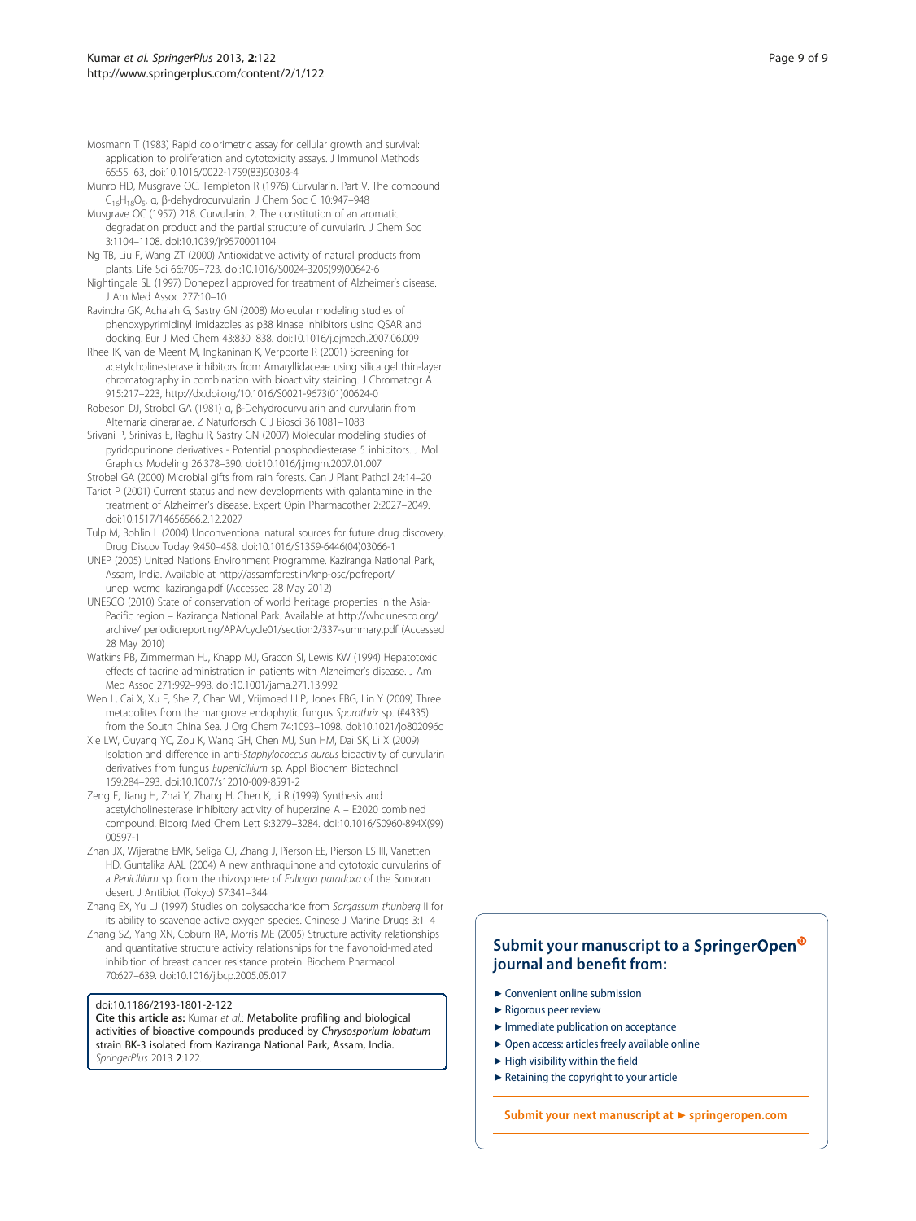Mosmann T (1983) Rapid colorimetric assay for cellular growth and survival: application to proliferation and cytotoxicity assays. J Immunol Methods 65:55–63, doi:10.1016/0022-1759(83)90303-4

Munro HD, Musgrave OC, Templeton R (1976) Curvularin. Part V. The compound $C_{16}H_{18}O_5$, α, β-dehydrocurvularin. J Chem Soc C 10:947–948

Musgrave OC (1957) 218. Curvularin. 2. The constitution of an aromatic degradation product and the partial structure of curvularin. J Chem Soc 3:1104–1108. doi:10.1039/jr9570001104

Ng TB, Liu F, Wang ZT (2000) Antioxidative activity of natural products from plants. Life Sci 66:709–723. doi:10.1016/S0024-3205(99)00642-6

Nightingale SL (1997) Donepezil approved for treatment of Alzheimer's disease. J Am Med Assoc 277:10–10

Ravindra GK, Achaiah G, Sastry GN (2008) Molecular modeling studies of phenoxypyrimidinyl imidazoles as p38 kinase inhibitors using QSAR and docking. Eur J Med Chem 43:830–838. doi:10.1016/j.ejmech.2007.06.009

Rhee IK, van de Meent M, Ingkaninan K, Verpoorte R (2001) Screening for acetylcholinesterase inhibitors from Amaryllidaceae using silica gel thin-layer chromatography in combination with bioactivity staining. J Chromatogr A 915:217–223, http://dx.doi.org/10.1016/S0021-9673(01)00624-0

Robeson DJ, Strobel GA (1981) α, β-Dehydrocurvularin and curvularin from Alternaria cinerariae. Z Naturforsch C J Biosci 36:1081–1083

Srivani P, Srinivas E, Raghu R, Sastry GN (2007) Molecular modeling studies of pyridopurinone derivatives - Potential phosphodiesterase 5 inhibitors. J Mol Graphics Modeling 26:378–390. doi:10.1016/j.jmgm.2007.01.007

Strobel GA (2000) Microbial gifts from rain forests. Can J Plant Pathol 24:14–20

Tariot P (2001) Current status and new developments with galantamine in the treatment of Alzheimer's disease. Expert Opin Pharmacother 2:2027–2049. doi:10.1517/14656566.2.12.2027

Tulp M, Bohlin L (2004) Unconventional natural sources for future drug discovery. Drug Discov Today 9:450–458. doi:10.1016/S1359-6446(04)03066-1

UNEP (2005) United Nations Environment Programme. Kaziranga National Park, Assam, India. Available at http://assamforest.in/knp-osc/pdfreport/unep_wcmc_kaziranga.pdf (Accessed 28 May 2012)

UNESCO (2010) State of conservation of world heritage properties in the Asia-Pacific region – Kaziranga National Park. Available at http://whc.unesco.org/archive/ periodicreporting/APA/cycle01/section2/337-summary.pdf (Accessed 28 May 2010)

Watkins PB, Zimmerman HJ, Knapp MJ, Gracon SI, Lewis KW (1994) Hepatotoxic effects of tacrine administration in patients with Alzheimer's disease. J Am Med Assoc 271:992–998. doi:10.1001/jama.271.13.992

Wen L, Cai X, Xu F, She Z, Chan WL, Vrijmoed LLP, Jones EBG, Lin Y (2009) Three metabolites from the mangrove endophytic fungus *Sporothrix* sp. (#4335) from the South China Sea. J Org Chem 74:1093–1098. doi:10.1021/jo802096q

Xie LW, Ouyang YC, Zou K, Wang GH, Chen MJ, Sun HM, Dai SK, Li X (2009) Isolation and difference in anti-*Staphylococcus aureus* bioactivity of curvularin derivatives from fungus *Eupenicillium* sp. Appl Biochem Biotechnol 159:284–293. doi:10.1007/s12010-009-8591-2

Zeng F, Jiang H, Zhai Y, Zhang H, Chen K, Ji R (1999) Synthesis and acetylcholinesterase inhibitory activity of huperzine A – E2020 combined compound. Bioorg Med Chem Lett 9:3279–3284. doi:10.1016/S0960-894X(99)00597-1

Zhan JX, Wijeratne EMK, Seliga CJ, Zhang J, Pierson EE, Pierson LS III, Vanetten HD, Guntalika AAL (2004) A new anthraquinone and cytotoxic curvularins of a *Penicillium* sp. from the rhizosphere of *Fallugia paradoxa* of the Sonoran desert. J Antibiot (Tokyo) 57:341–344

Zhang EX, Yu LJ (1997) Studies on polysaccharide from *Sargassum thunberg* II for its ability to scavenge active oxygen species. Chinese J Marine Drugs 3:1–4

Zhang SZ, Yang XN, Coburn RA, Morris ME (2005) Structure activity relationships and quantitative structure activity relationships for the flavonoid-mediated inhibition of breast cancer resistance protein. Biochem Pharmacol 70:627–639. doi:10.1016/j.bcp.2005.05.017

doi:10.1186/2193-1801-2-122

**Cite this article as:** Kumar *et al.*: Metabolite profiling and biological activities of bioactive compounds produced by *Chrysosporium lobatum* strain BK-3 isolated from Kaziranga National Park, Assam, India. *SpringerPlus* 2013 **2**:122.

**Submit your manuscript to a SpringerOpen journal and benefit from:**

- ► Convenient online submission
- ► Rigorous peer review
- ► Immediate publication on acceptance
- ► Open access: articles freely available online
- ► High visibility within the field
- ► Retaining the copyright to your article

**Submit your next manuscript at ► springeropen.com**